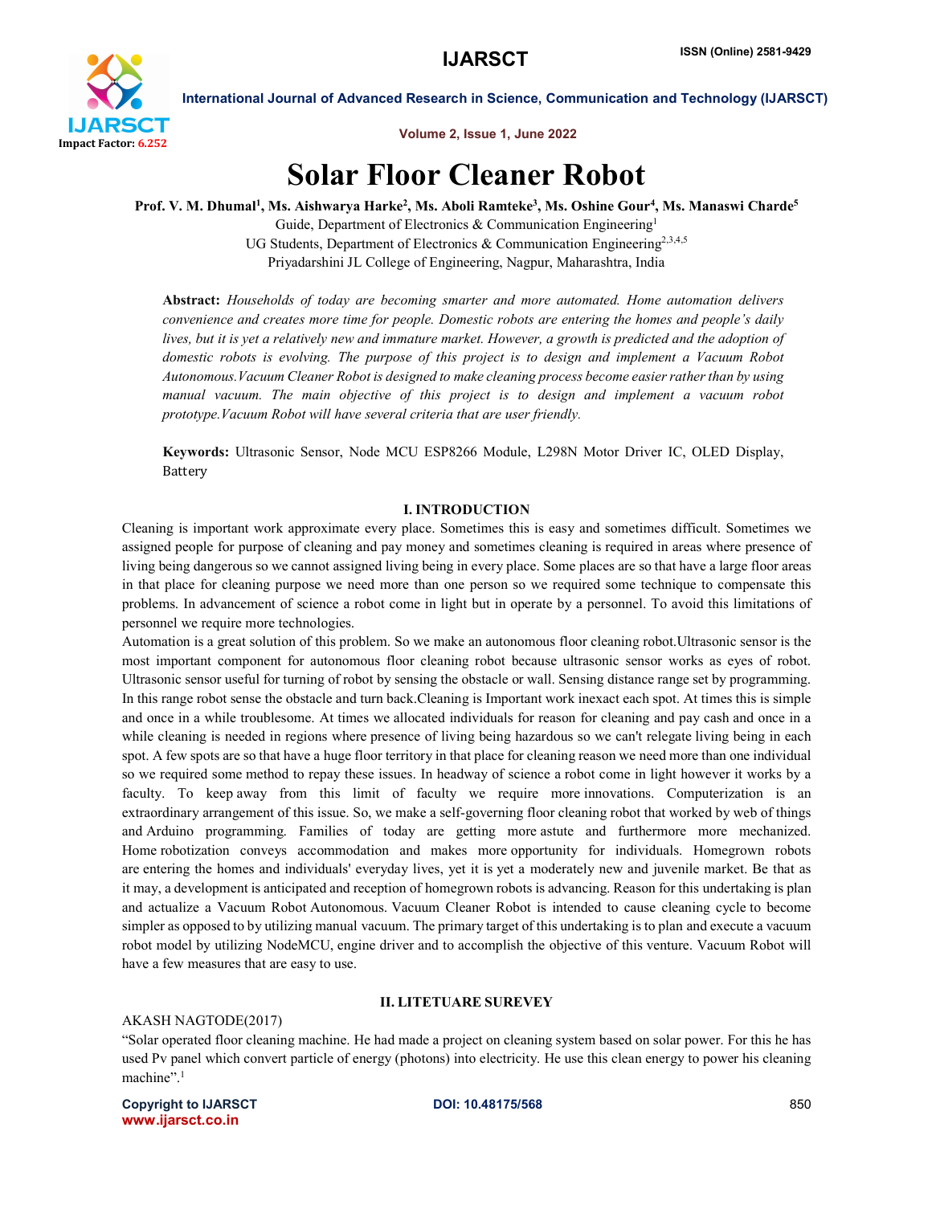# Solar Floor Cleaner Robot

**Prof. V. M. Dhumal[1], Ms. Aishwarya Harke[2], Ms. Aboli Ramteke[3], Ms. Oshine Gour[4], Ms. Manaswi Charde[5]**

Guide, Department of Electronics & Communication Engineering[1]

UG Students, Department of Electronics & Communication Engineering[2,3,4,5]

Priyadarshini JL College of Engineering, Nagpur, Maharashtra, India

**Abstract:** *Households of today are becoming smarter and more automated. Home automation delivers convenience and creates more time for people. Domestic robots are entering the homes and people's daily lives, but it is yet a relatively new and immature market. However, a growth is predicted and the adoption of domestic robots is evolving. The purpose of this project is to design and implement a Vacuum Robot Autonomous.Vacuum Cleaner Robot is designed to make cleaning process become easier rather than by using manual vacuum. The main objective of this project is to design and implement a vacuum robot prototype.Vacuum Robot will have several criteria that are user friendly.*

**Keywords:** Ultrasonic Sensor, Node MCU ESP8266 Module, L298N Motor Driver IC, OLED Display, Battery

## I. INTRODUCTION

Cleaning is important work approximate every place. Sometimes this is easy and sometimes difficult. Sometimes we assigned people for purpose of cleaning and pay money and sometimes cleaning is required in areas where presence of living being dangerous so we cannot assigned living being in every place. Some places are so that have a large floor areas in that place for cleaning purpose we need more than one person so we required some technique to compensate this problems. In advancement of science a robot come in light but in operate by a personnel. To avoid this limitations of personnel we require more technologies.

Automation is a great solution of this problem. So we make an autonomous floor cleaning robot.Ultrasonic sensor is the most important component for autonomous floor cleaning robot because ultrasonic sensor works as eyes of robot. Ultrasonic sensor useful for turning of robot by sensing the obstacle or wall. Sensing distance range set by programming. In this range robot sense the obstacle and turn back.Cleaning is Important work inexact each spot. At times this is simple and once in a while troublesome. At times we allocated individuals for reason for cleaning and pay cash and once in a while cleaning is needed in regions where presence of living being hazardous so we can't relegate living being in each spot. A few spots are so that have a huge floor territory in that place for cleaning reason we need more than one individual so we required some method to repay these issues. In headway of science a robot come in light however it works by a faculty. To keep away from this limit of faculty we require more innovations. Computerization is an extraordinary arrangement of this issue. So, we make a self-governing floor cleaning robot that worked by web of things and Arduino programming. Families of today are getting more astute and furthermore more mechanized. Home robotization conveys accommodation and makes more opportunity for individuals. Homegrown robots are entering the homes and individuals' everyday lives, yet it is yet a moderately new and juvenile market. Be that as it may, a development is anticipated and reception of homegrown robots is advancing. Reason for this undertaking is plan and actualize a Vacuum Robot Autonomous. Vacuum Cleaner Robot is intended to cause cleaning cycle to become simpler as opposed to by utilizing manual vacuum. The primary target of this undertaking is to plan and execute a vacuum robot model by utilizing NodeMCU, engine driver and to accomplish the objective of this venture. Vacuum Robot will have a few measures that are easy to use.

## II. LITETUARE SUREVEY

AKASH NAGTODE(2017)

"Solar operated floor cleaning machine. He had made a project on cleaning system based on solar power. For this he has used Pv panel which convert particle of energy (photons) into electricity. He use this clean energy to power his cleaning machine".[1]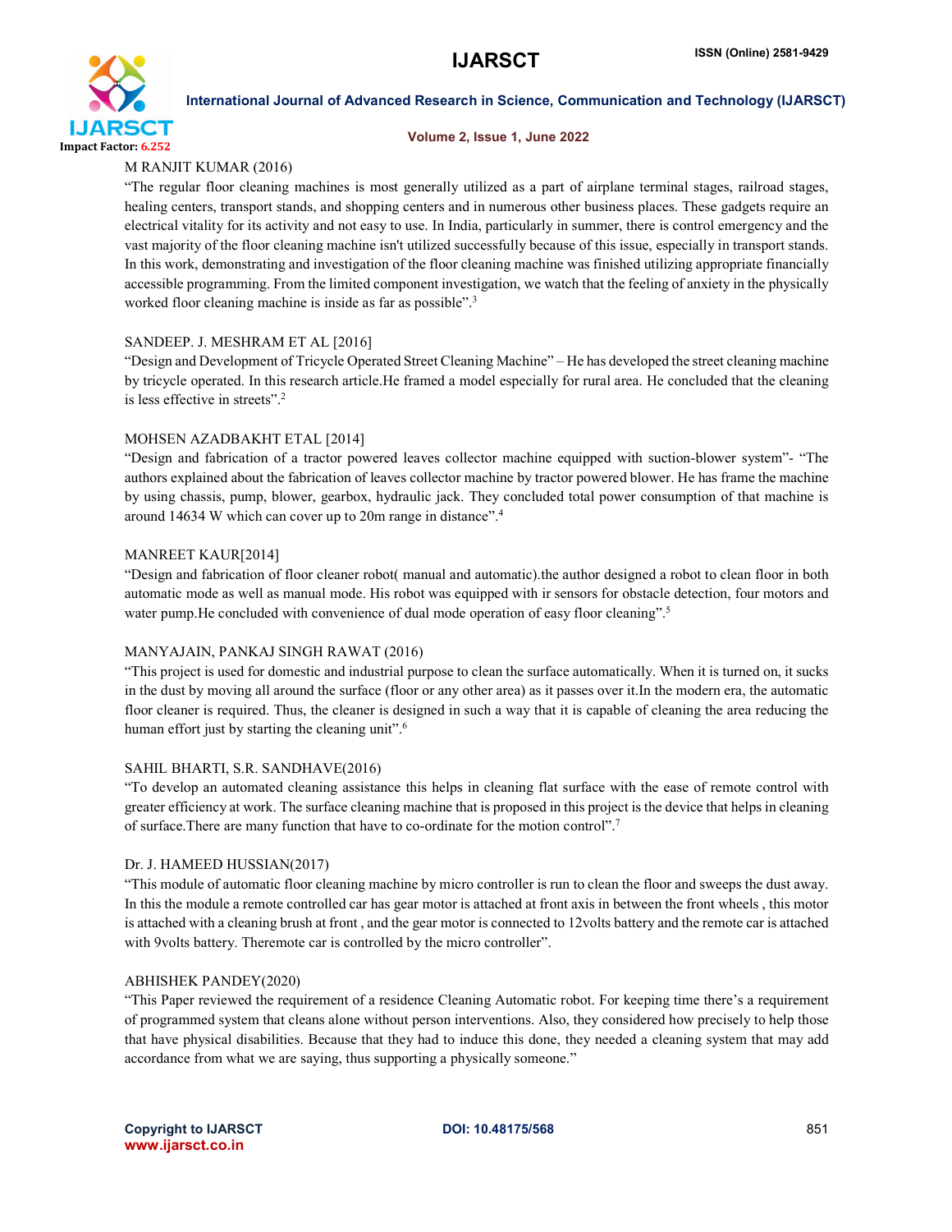M RANJIT KUMAR (2016)

"The regular floor cleaning machines is most generally utilized as a part of airplane terminal stages, railroad stages, healing centers, transport stands, and shopping centers and in numerous other business places. These gadgets require an electrical vitality for its activity and not easy to use. In India, particularly in summer, there is control emergency and the vast majority of the floor cleaning machine isn't utilized successfully because of this issue, especially in transport stands. In this work, demonstrating and investigation of the floor cleaning machine was finished utilizing appropriate financially accessible programming. From the limited component investigation, we watch that the feeling of anxiety in the physically worked floor cleaning machine is inside as far as possible".[3]

SANDEEP. J. MESHRAM ET AL [2016]

"Design and Development of Tricycle Operated Street Cleaning Machine" – He has developed the street cleaning machine by tricycle operated. In this research article.He framed a model especially for rural area. He concluded that the cleaning is less effective in streets".[2]

MOHSEN AZADBAKHT ETAL [2014]

"Design and fabrication of a tractor powered leaves collector machine equipped with suction-blower system"- "The authors explained about the fabrication of leaves collector machine by tractor powered blower. He has frame the machine by using chassis, pump, blower, gearbox, hydraulic jack. They concluded total power consumption of that machine is around 14634 W which can cover up to 20m range in distance".[4]

MANREET KAUR[2014]

"Design and fabrication of floor cleaner robot( manual and automatic).the author designed a robot to clean floor in both automatic mode as well as manual mode. His robot was equipped with ir sensors for obstacle detection, four motors and water pump.He concluded with convenience of dual mode operation of easy floor cleaning".[5]

MANYAJAIN, PANKAJ SINGH RAWAT (2016)

"This project is used for domestic and industrial purpose to clean the surface automatically. When it is turned on, it sucks in the dust by moving all around the surface (floor or any other area) as it passes over it.In the modern era, the automatic floor cleaner is required. Thus, the cleaner is designed in such a way that it is capable of cleaning the area reducing the human effort just by starting the cleaning unit".[6]

SAHIL BHARTI, S.R. SANDHAVE(2016)

"To develop an automated cleaning assistance this helps in cleaning flat surface with the ease of remote control with greater efficiency at work. The surface cleaning machine that is proposed in this project is the device that helps in cleaning of surface.There are many function that have to co-ordinate for the motion control".[7]

Dr. J. HAMEED HUSSIAN(2017)

"This module of automatic floor cleaning machine by micro controller is run to clean the floor and sweeps the dust away. In this the module a remote controlled car has gear motor is attached at front axis in between the front wheels , this motor is attached with a cleaning brush at front , and the gear motor is connected to 12volts battery and the remote car is attached with 9volts battery. Theremote car is controlled by the micro controller".

ABHISHEK PANDEY(2020)

"This Paper reviewed the requirement of a residence Cleaning Automatic robot. For keeping time there's a requirement of programmed system that cleans alone without person interventions. Also, they considered how precisely to help those that have physical disabilities. Because that they had to induce this done, they needed a cleaning system that may add accordance from what we are saying, thus supporting a physically someone."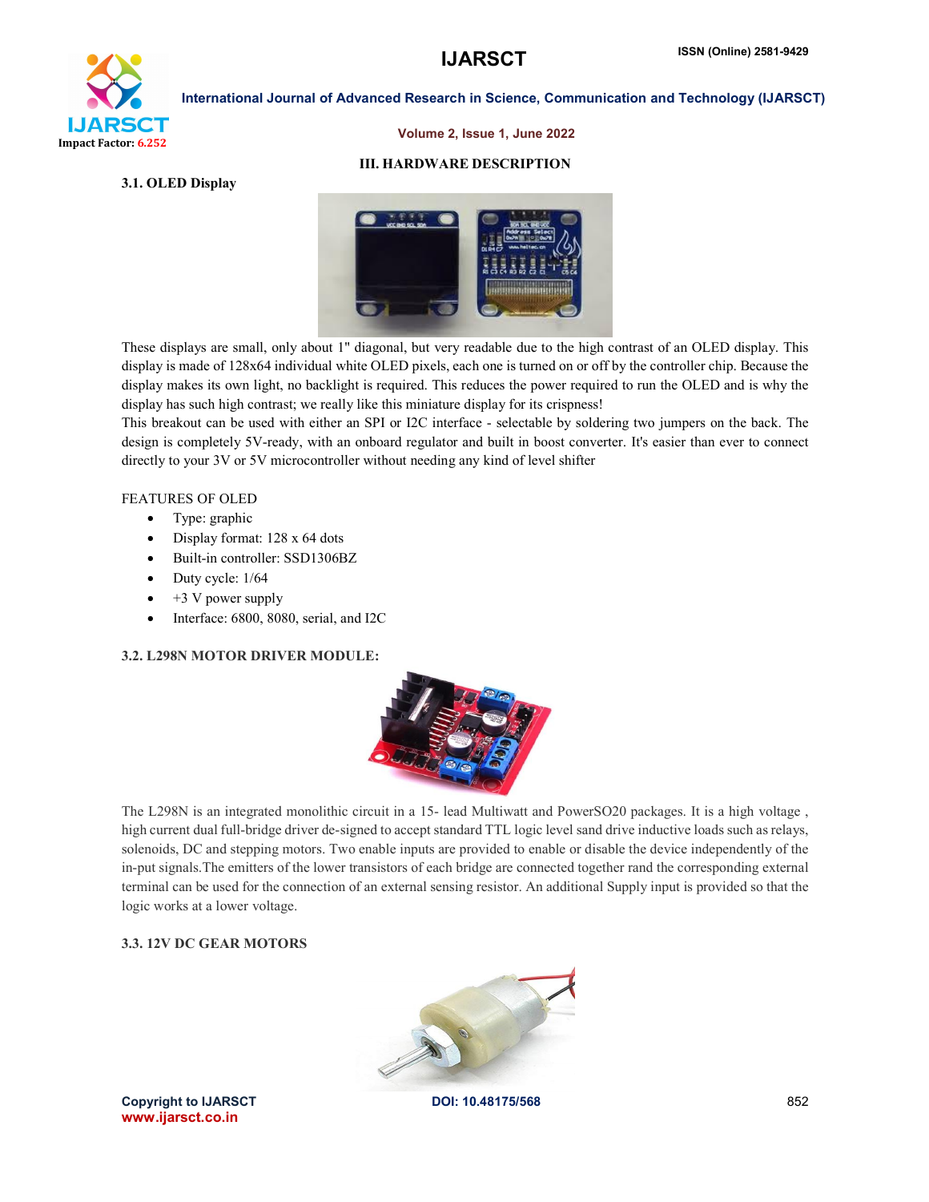## III. HARDWARE DESCRIPTION

### 3.1. OLED Display

These displays are small, only about 1" diagonal, but very readable due to the high contrast of an OLED display. This display is made of 128x64 individual white OLED pixels, each one is turned on or off by the controller chip. Because the display makes its own light, no backlight is required. This reduces the power required to run the OLED and is why the display has such high contrast; we really like this miniature display for its crispness!

This breakout can be used with either an SPI or I2C interface - selectable by soldering two jumpers on the back. The design is completely 5V-ready, with an onboard regulator and built in boost converter. It's easier than ever to connect directly to your 3V or 5V microcontroller without needing any kind of level shifter

FEATURES OF OLED

- Type: graphic
- Display format: 128 x 64 dots
- Built-in controller: SSD1306BZ
- Duty cycle: 1/64
- +3 V power supply
- Interface: 6800, 8080, serial, and I2C

### 3.2. L298N MOTOR DRIVER MODULE:

The L298N is an integrated monolithic circuit in a 15- lead Multiwatt and PowerSO20 packages. It is a high voltage , high current dual full-bridge driver de-signed to accept standard TTL logic level sand drive inductive loads such as relays, solenoids, DC and stepping motors. Two enable inputs are provided to enable or disable the device independently of the in-put signals.The emitters of the lower transistors of each bridge are connected together rand the corresponding external terminal can be used for the connection of an external sensing resistor. An additional Supply input is provided so that the logic works at a lower voltage.

### 3.3. 12V DC GEAR MOTORS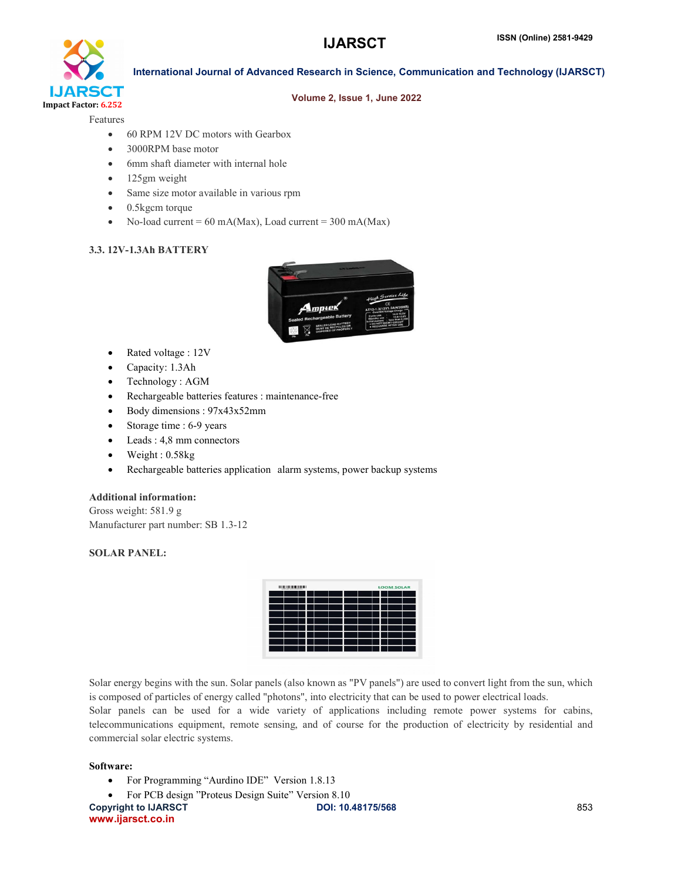Features

- 60 RPM 12V DC motors with Gearbox
- 3000RPM base motor
- 6mm shaft diameter with internal hole
- 125gm weight
- Same size motor available in various rpm
- 0.5kgcm torque
- No-load current = 60 mA(Max), Load current = 300 mA(Max)

### 3.3. 12V-1.3Ah BATTERY

- Rated voltage : 12V
- Capacity: 1.3Ah
- Technology : AGM
- Rechargeable batteries features : maintenance-free
- Body dimensions : 97x43x52mm
- Storage time : 6-9 years
- Leads : 4,8 mm connectors
- Weight : 0.58kg
- Rechargeable batteries application alarm systems, power backup systems

**Additional information:**
Gross weight: 581.9 g
Manufacturer part number: SB 1.3-12

**SOLAR PANEL:**

Solar energy begins with the sun. Solar panels (also known as "PV panels") are used to convert light from the sun, which is composed of particles of energy called "photons", into electricity that can be used to power electrical loads.
Solar panels can be used for a wide variety of applications including remote power systems for cabins, telecommunications equipment, remote sensing, and of course for the production of electricity by residential and commercial solar electric systems.

**Software:**

- For Programming "Aurdino IDE" Version 1.8.13
- For PCB design "Proteus Design Suite" Version 8.10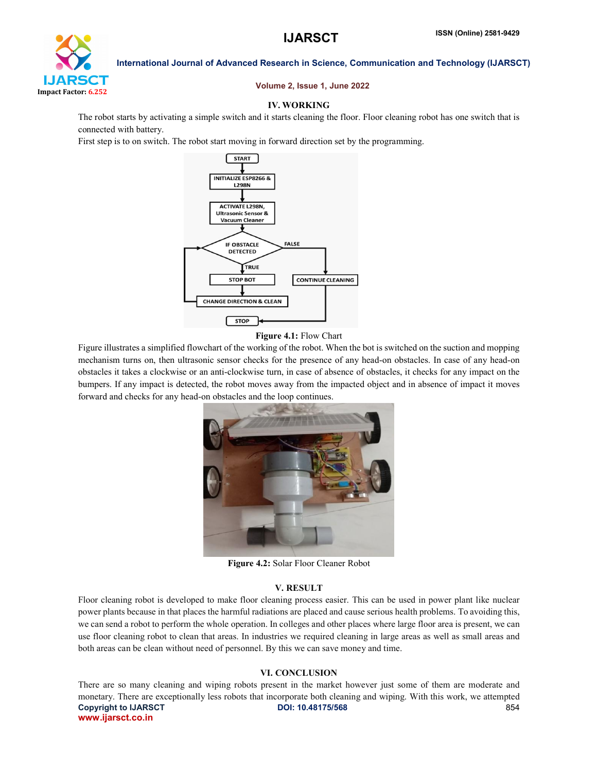## IV. WORKING

The robot starts by activating a simple switch and it starts cleaning the floor. Floor cleaning robot has one switch that is connected with battery.

First step is to on switch. The robot start moving in forward direction set by the programming.

**Figure 4.1:** Flow Chart

Figure illustrates a simplified flowchart of the working of the robot. When the bot is switched on the suction and mopping mechanism turns on, then ultrasonic sensor checks for the presence of any head-on obstacles. In case of any head-on obstacles it takes a clockwise or an anti-clockwise turn, in case of absence of obstacles, it checks for any impact on the bumpers. If any impact is detected, the robot moves away from the impacted object and in absence of impact it moves forward and checks for any head-on obstacles and the loop continues.

**Figure 4.2:** Solar Floor Cleaner Robot

## V. RESULT

Floor cleaning robot is developed to make floor cleaning process easier. This can be used in power plant like nuclear power plants because in that places the harmful radiations are placed and cause serious health problems. To avoiding this, we can send a robot to perform the whole operation. In colleges and other places where large floor area is present, we can use floor cleaning robot to clean that areas. In industries we required cleaning in large areas as well as small areas and both areas can be clean without need of personnel. By this we can save money and time.

## VI. CONCLUSION

There are so many cleaning and wiping robots present in the market however just some of them are moderate and monetary. There are exceptionally less robots that incorporate both cleaning and wiping. With this work, we attempted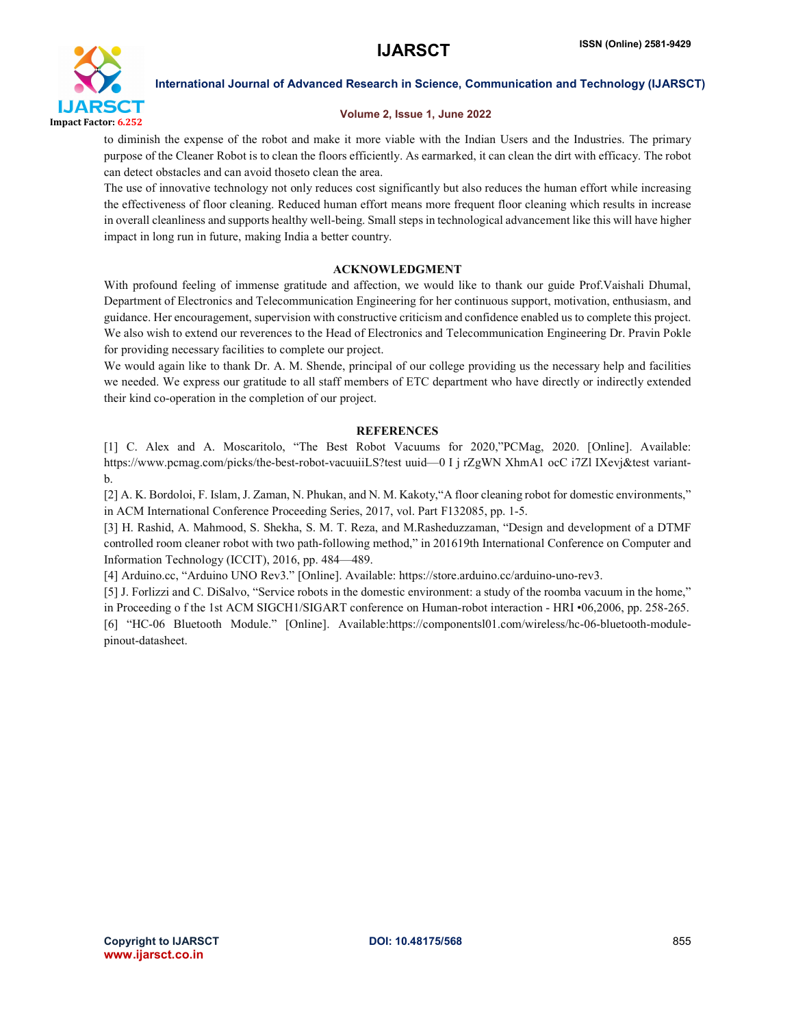to diminish the expense of the robot and make it more viable with the Indian Users and the Industries. The primary purpose of the Cleaner Robot is to clean the floors efficiently. As earmarked, it can clean the dirt with efficacy. The robot can detect obstacles and can avoid thoseto clean the area.

The use of innovative technology not only reduces cost significantly but also reduces the human effort while increasing the effectiveness of floor cleaning. Reduced human effort means more frequent floor cleaning which results in increase in overall cleanliness and supports healthy well-being. Small steps in technological advancement like this will have higher impact in long run in future, making India a better country.

## ACKNOWLEDGMENT

With profound feeling of immense gratitude and affection, we would like to thank our guide Prof.Vaishali Dhumal, Department of Electronics and Telecommunication Engineering for her continuous support, motivation, enthusiasm, and guidance. Her encouragement, supervision with constructive criticism and confidence enabled us to complete this project. We also wish to extend our reverences to the Head of Electronics and Telecommunication Engineering Dr. Pravin Pokle for providing necessary facilities to complete our project.

We would again like to thank Dr. A. M. Shende, principal of our college providing us the necessary help and facilities we needed. We express our gratitude to all staff members of ETC department who have directly or indirectly extended their kind co-operation in the completion of our project.

## REFERENCES

[1] C. Alex and A. Moscaritolo, "The Best Robot Vacuums for 2020,"PCMag, 2020. [Online]. Available: https://www.pcmag.com/picks/the-best-robot-vacuuiiLS?test uuid—0 I j rZgWN XhmA1 ocC i7Zl IXevj&test variant-b.

[2] A. K. Bordoloi, F. Islam, J. Zaman, N. Phukan, and N. M. Kakoty,"A floor cleaning robot for domestic environments," in ACM International Conference Proceeding Series, 2017, vol. Part F132085, pp. 1-5.

[3] H. Rashid, A. Mahmood, S. Shekha, S. M. T. Reza, and M.Rasheduzzaman, "Design and development of a DTMF controlled room cleaner robot with two path-following method," in 201619th International Conference on Computer and Information Technology (ICCIT), 2016, pp. 484—489.

[4] Arduino.cc, "Arduino UNO Rev3." [Online]. Available: https://store.arduino.cc/arduino-uno-rev3.

[5] J. Forlizzi and C. DiSalvo, "Service robots in the domestic environment: a study of the roomba vacuum in the home," in Proceeding o f the 1st ACM SIGCH1/SIGART conference on Human-robot interaction - HRI •06,2006, pp. 258-265.

[6] "HC-06 Bluetooth Module." [Online]. Available:https://componentsl01.com/wireless/hc-06-bluetooth-module-pinout-datasheet.